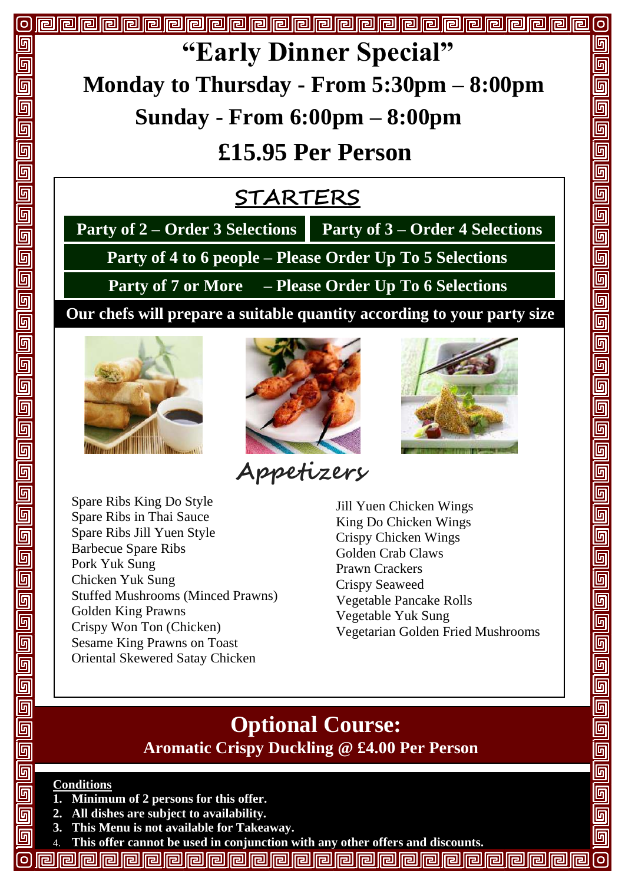# "Early Dinner Special"

## Monday to Thursday - From 5:30pm – 8:00pm

## Sunday - From 6:00pm – 8:00pm

## £15.95 Per Person

## STARTERS

**Party of 2 – Order 3 Selections** | **Party of 3 – Order 4 Selections**

**Party of 4 to 6 people – Please Order Up To 5 Selections**

**Party of 7 or More – Please Order Up To 6 Selections**

**Our chefs will prepare a suitable quantity according to your party size**

### Appetizers

Spare Ribs King Do Style
Spare Ribs in Thai Sauce
Spare Ribs Jill Yuen Style
Barbecue Spare Ribs
Pork Yuk Sung
Chicken Yuk Sung
Stuffed Mushrooms (Minced Prawns)
Golden King Prawns
Crispy Won Ton (Chicken)
Sesame King Prawns on Toast
Oriental Skewered Satay Chicken
Jill Yuen Chicken Wings
King Do Chicken Wings
Crispy Chicken Wings
Golden Crab Claws
Prawn Crackers
Crispy Seaweed
Vegetable Pancake Rolls
Vegetable Yuk Sung
Vegetarian Golden Fried Mushrooms

## Optional Course:

**Aromatic Crispy Duckling @ £4.00 Per Person**

**Conditions**

1. **Minimum of 2 persons for this offer.**
2. **All dishes are subject to availability.**
3. **This Menu is not available for Takeaway.**
4. **This offer cannot be used in conjunction with any other offers and discounts.**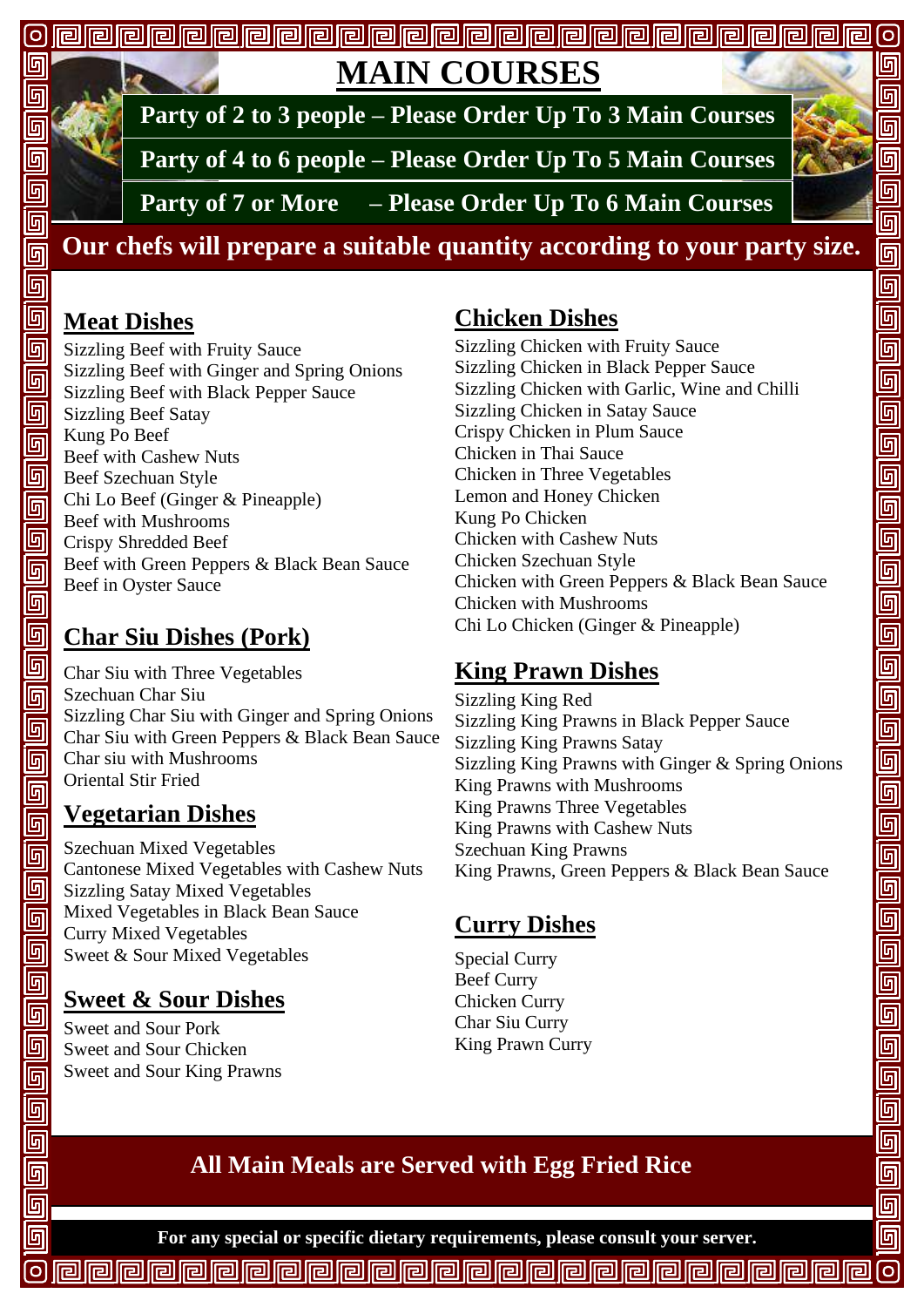# MAIN COURSES

**Party of 2 to 3 people – Please Order Up To 3 Main Courses**

**Party of 4 to 6 people – Please Order Up To 5 Main Courses**

**Party of 7 or More – Please Order Up To 6 Main Courses**

**Our chefs will prepare a suitable quantity according to your party size.**

## Meat Dishes

Sizzling Beef with Fruity Sauce
Sizzling Beef with Ginger and Spring Onions
Sizzling Beef with Black Pepper Sauce
Sizzling Beef Satay
Kung Po Beef
Beef with Cashew Nuts
Beef Szechuan Style
Chi Lo Beef (Ginger & Pineapple)
Beef with Mushrooms
Crispy Shredded Beef
Beef with Green Peppers & Black Bean Sauce
Beef in Oyster Sauce

## Char Siu Dishes (Pork)

Char Siu with Three Vegetables
Szechuan Char Siu
Sizzling Char Siu with Ginger and Spring Onions
Char Siu with Green Peppers & Black Bean Sauce
Char siu with Mushrooms
Oriental Stir Fried

## Vegetarian Dishes

Szechuan Mixed Vegetables
Cantonese Mixed Vegetables with Cashew Nuts
Sizzling Satay Mixed Vegetables
Mixed Vegetables in Black Bean Sauce
Curry Mixed Vegetables
Sweet & Sour Mixed Vegetables

## Sweet & Sour Dishes

Sweet and Sour Pork
Sweet and Sour Chicken
Sweet and Sour King Prawns

## Chicken Dishes

Sizzling Chicken with Fruity Sauce
Sizzling Chicken in Black Pepper Sauce
Sizzling Chicken with Garlic, Wine and Chilli
Sizzling Chicken in Satay Sauce
Crispy Chicken in Plum Sauce
Chicken in Thai Sauce
Chicken in Three Vegetables
Lemon and Honey Chicken
Kung Po Chicken
Chicken with Cashew Nuts
Chicken Szechuan Style
Chicken with Green Peppers & Black Bean Sauce
Chicken with Mushrooms
Chi Lo Chicken (Ginger & Pineapple)

## King Prawn Dishes

Sizzling King Red
Sizzling King Prawns in Black Pepper Sauce
Sizzling King Prawns Satay
Sizzling King Prawns with Ginger & Spring Onions
King Prawns with Mushrooms
King Prawns Three Vegetables
King Prawns with Cashew Nuts
Szechuan King Prawns
King Prawns, Green Peppers & Black Bean Sauce

## Curry Dishes

Special Curry
Beef Curry
Chicken Curry
Char Siu Curry
King Prawn Curry

**All Main Meals are Served with Egg Fried Rice**

**For any special or specific dietary requirements, please consult your server.**